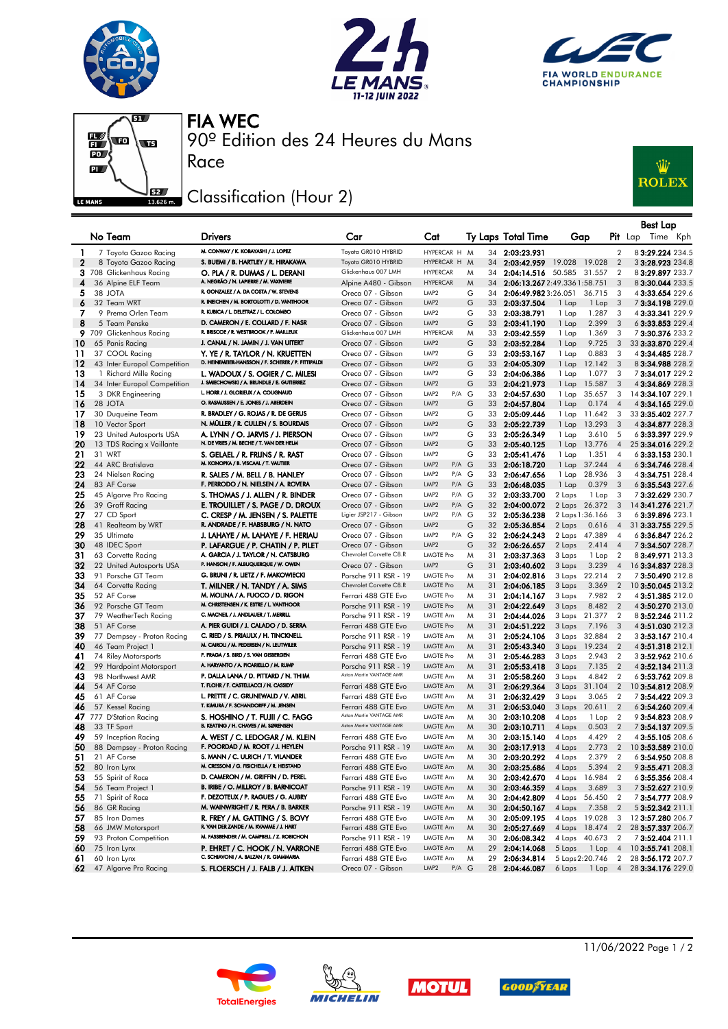# FIA WEC

## 90º Edition des 24 Heures du Mans

## Race

## Classification (Hour 2)

| | No | Team | Drivers | Car | Cat | | Ty | Laps | Total Time | Gap | | Pit | Best Lap Lap | Time | Kph |
|---|---|---|---|---|---|---|---|---|---|---|---|---|---|---|---|
| 1 | 7 | Toyota Gazoo Racing | M. CONWAY / K. KOBAYASHI / J. LOPEZ | Toyota GR010 HYBRID | HYPERCAR | H | M | 34 | 2:03:23.931 | | | 2 | 8 | 3:29.224 | 234.5 |
| 2 | 8 | Toyota Gazoo Racing | S. BUEMI / B. HARTLEY / R. HIRAKAWA | Toyota GR010 HYBRID | HYPERCAR | H | M | 34 | 2:03:42.959 | 19.028 | 19.028 | 2 | 3 | 3:28.923 | 234.8 |
| 3 | 708 | Glickenhaus Racing | O. PLA / R. DUMAS / L. DERANI | Glickenhaus 007 LMH | HYPERCAR | | M | 34 | 2:04:14.516 | 50.585 | 31.557 | 2 | 8 | 3:29.897 | 233.7 |
| 4 | 36 | Alpine ELF Team | A. NEGRÃO / N. LAPIERRE / M. VAXIVIERE | Alpine A480 - Gibson | HYPERCAR | | M | 34 | 2:06:13.267 | 2:49.336 | 1:58.751 | 3 | 8 | 3:30.044 | 233.5 |
| 5 | 38 | JOTA | R. GONZALEZ / A. DA COSTA / W. STEVENS | Oreca 07 - Gibson | LMP2 | | G | 34 | 2:06:49.982 | 3:26.051 | 36.715 | 3 | 4 | 3:33.654 | 229.6 |
| 6 | 32 | Team WRT | R. INEICHEN / M. BORTOLOTTI / D. VANTHOOR | Oreca 07 - Gibson | LMP2 | | G | 33 | 2:03:37.504 | 1 Lap | 1 Lap | 3 | 7 | 3:34.198 | 229.0 |
| 7 | 9 | Prema Orlen Team | R. KUBICA / L. DELETRAZ / L. COLOMBO | Oreca 07 - Gibson | LMP2 | | G | 33 | 2:03:38.791 | 1 Lap | 1.287 | 3 | 4 | 3:33.341 | 229.9 |
| 8 | 5 | Team Penske | D. CAMERON / E. COLLARD / F. NASR | Oreca 07 - Gibson | LMP2 | | G | 33 | 2:03:41.190 | 1 Lap | 2.399 | 3 | 6 | 3:33.853 | 229.4 |
| 9 | 709 | Glickenhaus Racing | R. BRISCOE / R. WESTBROOK / F. MAILLEUX | Glickenhaus 007 LMH | HYPERCAR | | M | 33 | 2:03:42.559 | 1 Lap | 1.369 | 3 | 7 | 3:30.876 | 233.2 |
| 10 | 65 | Panis Racing | J. CANAL / N. JAMIN / J. VAN UITERT | Oreca 07 - Gibson | LMP2 | | G | 33 | 2:03:52.284 | 1 Lap | 9.725 | 3 | 33 | 3:33.870 | 229.4 |
| 11 | 37 | COOL Racing | Y. YE / R. TAYLOR / N. KRUETTEN | Oreca 07 - Gibson | LMP2 | | G | 33 | 2:03:53.167 | 1 Lap | 0.883 | 3 | 4 | 3:34.485 | 228.7 |
| 12 | 43 | Inter Europol Competition | D. HEINEMEIER-HANSSON / F. SCHERER / P. FITTIPALDI | Oreca 07 - Gibson | LMP2 | | G | 33 | 2:04:05.309 | 1 Lap | 12.142 | 3 | 8 | 3:34.988 | 228.2 |
| 13 | 1 | Richard Mille Racing | L. WADOUX / S. OGIER / C. MILESI | Oreca 07 - Gibson | LMP2 | | G | 33 | 2:04:06.386 | 1 Lap | 1.077 | 3 | 7 | 3:34.017 | 229.2 |
| 14 | 34 | Inter Europol Competition | J. SMIECHOWSKI / A. BRUNDLE / E. GUTIERREZ | Oreca 07 - Gibson | LMP2 | | G | 33 | 2:04:21.973 | 1 Lap | 15.587 | 3 | 4 | 3:34.869 | 228.3 |
| 15 | 3 | DKR Engineering | L. HORR / J. GLORIEUX / A. COUGNAUD | Oreca 07 - Gibson | LMP2 | P/A | G | 33 | 2:04:57.630 | 1 Lap | 35.657 | 3 | 14 | 3:34.107 | 229.1 |
| 16 | 28 | JOTA | O. RASMUSSEN / E. JONES / J. ABERDEIN | Oreca 07 - Gibson | LMP2 | | G | 33 | 2:04:57.804 | 1 Lap | 0.174 | 4 | 4 | 3:34.165 | 229.0 |
| 17 | 30 | Duqueine Team | R. BRADLEY / G. ROJAS / R. DE GERUS | Oreca 07 - Gibson | LMP2 | | G | 33 | 2:05:09.446 | 1 Lap | 11.642 | 3 | 33 | 3:35.402 | 227.7 |
| 18 | 10 | Vector Sport | N. MÜLLER / R. CULLEN / S. BOURDAIS | Oreca 07 - Gibson | LMP2 | | G | 33 | 2:05:22.739 | 1 Lap | 13.293 | 3 | 4 | 3:34.877 | 228.3 |
| 19 | 23 | United Autosports USA | A. LYNN / O. JARVIS / J. PIERSON | Oreca 07 - Gibson | LMP2 | | G | 33 | 2:05:26.349 | 1 Lap | 3.610 | 5 | 6 | 3:33.397 | 229.9 |
| 20 | 13 | TDS Racing x Vaillante | N. DE VRIES / M. BECHE / T. VAN DER HELM | Oreca 07 - Gibson | LMP2 | | G | 33 | 2:05:40.125 | 1 Lap | 13.776 | 4 | 25 | 3:34.016 | 229.2 |
| 21 | 31 | WRT | S. GELAEL / R. FRIJNS / R. RAST | Oreca 07 - Gibson | LMP2 | | G | 33 | 2:05:41.476 | 1 Lap | 1.351 | 4 | 6 | 3:33.153 | 230.1 |
| 22 | 44 | ARC Bratislava | M. KONOPKA / B. VISCAAL / T. VAUTIER | Oreca 07 - Gibson | LMP2 | P/A | G | 33 | 2:06:18.720 | 1 Lap | 37.244 | 4 | 6 | 3:34.746 | 228.4 |
| 23 | 24 | Nielsen Racing | R. SALES / M. BELL / B. HANLEY | Oreca 07 - Gibson | LMP2 | P/A | G | 33 | 2:06:47.656 | 1 Lap | 28.936 | 3 | 4 | 3:34.751 | 228.4 |
| 24 | 83 | AF Corse | F. PERRODO / N. NIELSEN / A. ROVERA | Oreca 07 - Gibson | LMP2 | P/A | G | 33 | 2:06:48.035 | 1 Lap | 0.379 | 3 | 6 | 3:35.543 | 227.6 |
| 25 | 45 | Algarve Pro Racing | S. THOMAS / J. ALLEN / R. BINDER | Oreca 07 - Gibson | LMP2 | P/A | G | 32 | 2:03:33.700 | 2 Laps | 1 Lap | 3 | 7 | 3:32.629 | 230.7 |
| 26 | 39 | Graff Racing | E. TROUILLET / S. PAGE / D. DROUX | Oreca 07 - Gibson | LMP2 | P/A | G | 32 | 2:04:00.072 | 2 Laps | 26.372 | 3 | 14 | 3:41.276 | 221.7 |
| 27 | 27 | CD Sport | C. CRESP / M. JENSEN / S. PALETTE | Ligier JSP217 - Gibson | LMP2 | P/A | G | 32 | 2:05:36.238 | 2 Laps | 1:36.166 | 3 | 6 | 3:39.896 | 223.1 |
| 28 | 41 | Realteam by WRT | R. ANDRADE / F. HABSBURG / N. NATO | Oreca 07 - Gibson | LMP2 | | G | 32 | 2:05:36.854 | 2 Laps | 0.616 | 4 | 31 | 3:33.755 | 229.5 |
| 29 | 35 | Ultimate | J. LAHAYE / M. LAHAYE / F. HERIAU | Oreca 07 - Gibson | LMP2 | P/A | G | 32 | 2:06:24.243 | 2 Laps | 47.389 | 4 | 6 | 3:36.847 | 226.2 |
| 30 | 48 | IDEC Sport | P. LAFARGUE / P. CHATIN / P. PILET | Oreca 07 - Gibson | LMP2 | | G | 32 | 2:06:26.657 | 2 Laps | 2.414 | 4 | 7 | 3:34.507 | 228.7 |
| 31 | 63 | Corvette Racing | A. GARCIA / J. TAYLOR / N. CATSBURG | Chevrolet Corvette C8.R | LMGTE Pro | | M | 31 | 2:03:37.363 | 3 Laps | 1 Lap | 2 | 8 | 3:49.971 | 213.3 |
| 32 | 22 | United Autosports USA | P. HANSON / F. ALBUQUERQUE / W. OWEN | Oreca 07 - Gibson | LMP2 | | G | 31 | 2:03:40.602 | 3 Laps | 3.239 | 4 | 16 | 3:34.837 | 228.3 |
| 33 | 91 | Porsche GT Team | G. BRUNI / R. LIETZ / F. MAKOWIECKI | Porsche 911 RSR - 19 | LMGTE Pro | | M | 31 | 2:04:02.816 | 3 Laps | 22.214 | 2 | 7 | 3:50.490 | 212.8 |
| 34 | 64 | Corvette Racing | T. MILNER / N. TANDY / A. SIMS | Chevrolet Corvette C8.R | LMGTE Pro | | M | 31 | 2:04:06.185 | 3 Laps | 3.369 | 2 | 10 | 3:50.045 | 213.2 |
| 35 | 52 | AF Corse | M. MOLINA / A. FUOCO / D. RIGON | Ferrari 488 GTE Evo | LMGTE Pro | | M | 31 | 2:04:14.167 | 3 Laps | 7.982 | 2 | 4 | 3:51.385 | 212.0 |
| 36 | 92 | Porsche GT Team | M. CHRISTENSEN / K. ESTRE / L. VANTHOOR | Porsche 911 RSR - 19 | LMGTE Pro | | M | 31 | 2:04:22.649 | 3 Laps | 8.482 | 2 | 4 | 3:50.270 | 213.0 |
| 37 | 79 | WeatherTech Racing | C. MACNEIL / J. ANDLAUER / T. MERRILL | Porsche 911 RSR - 19 | LMGTE Am | | M | 31 | 2:04:44.026 | 3 Laps | 21.377 | 2 | 8 | 3:52.246 | 211.2 |
| 38 | 51 | AF Corse | A. PIER GUIDI / J. CALADO / D. SERRA | Ferrari 488 GTE Evo | LMGTE Pro | | M | 31 | 2:04:51.222 | 3 Laps | 7.196 | 3 | 4 | 3:51.030 | 212.3 |
| 39 | 77 | Dempsey - Proton Racing | C. RIED / S. PRIAULX / H. TINCKNELL | Porsche 911 RSR - 19 | LMGTE Am | | M | 31 | 2:05:24.106 | 3 Laps | 32.884 | 2 | 3 | 3:53.167 | 210.4 |
| 40 | 46 | Team Project 1 | M. CAIROLI / M. PEDERSEN / N. LEUTWILER | Porsche 911 RSR - 19 | LMGTE Am | | M | 31 | 2:05:43.340 | 3 Laps | 19.234 | 2 | 4 | 3:51.318 | 212.1 |
| 41 | 74 | Riley Motorsports | F. FRAGA / S. BIRD / S. VAN GISBERGEN | Ferrari 488 GTE Evo | LMGTE Pro | | M | 31 | 2:05:46.283 | 3 Laps | 2.943 | 2 | 3 | 3:52.962 | 210.6 |
| 42 | 99 | Hardpoint Motorsport | A. HARYANTO / A. PICARIELLO / M. RUMP | Porsche 911 RSR - 19 | LMGTE Am | | M | 31 | 2:05:53.418 | 3 Laps | 7.135 | 2 | 4 | 3:52.134 | 211.3 |
| 43 | 98 | Northwest AMR | P. DALLA LANA / D. PITTARD / N. THIIM | Aston Martin VANTAGE AMR | LMGTE Am | | M | 31 | 2:05:58.260 | 3 Laps | 4.842 | 2 | 6 | 3:53.762 | 209.8 |
| 44 | 54 | AF Corse | T. FLOHR / F. CASTELLACCI / N. CASSIDY | Ferrari 488 GTE Evo | LMGTE Am | | M | 31 | 2:06:29.364 | 3 Laps | 31.104 | 2 | 10 | 3:54.812 | 208.9 |
| 45 | 61 | AF Corse | L. PRETTE / C. GRUNEWALD / V. ABRIL | Ferrari 488 GTE Evo | LMGTE Am | | M | 31 | 2:06:32.429 | 3 Laps | 3.065 | 2 | 7 | 3:54.422 | 209.3 |
| 46 | 57 | Kessel Racing | T. KIMURA / F. SCHANDORFF / M. JENSEN | Ferrari 488 GTE Evo | LMGTE Am | | M | 31 | 2:06:53.040 | 3 Laps | 20.611 | 2 | 6 | 3:54.260 | 209.4 |
| 47 | 777 | D'Station Racing | S. HOSHINO / T. FUJII / C. FAGG | Aston Martin VANTAGE AMR | LMGTE Am | | M | 30 | 2:03:10.208 | 4 Laps | 1 Lap | 2 | 9 | 3:54.823 | 208.9 |
| 48 | 33 | TF Sport | B. KEATING / H. CHAVES / M. SØRENSEN | Aston Martin VANTAGE AMR | LMGTE Am | | M | 30 | 2:03:10.711 | 4 Laps | 0.503 | 2 | 7 | 3:54.137 | 209.5 |
| 49 | 59 | Inception Racing | A. WEST / C. LEDOGAR / M. KLEIN | Ferrari 488 GTE Evo | LMGTE Am | | M | 30 | 2:03:15.140 | 4 Laps | 4.429 | 2 | 4 | 3:55.105 | 208.6 |
| 50 | 88 | Dempsey - Proton Racing | F. POORDAD / M. ROOT / J. HEYLEN | Porsche 911 RSR - 19 | LMGTE Am | | M | 30 | 2:03:17.913 | 4 Laps | 2.773 | 2 | 10 | 3:53.589 | 210.0 |
| 51 | 21 | AF Corse | S. MANN / C. ULRICH / T. VILANDER | Ferrari 488 GTE Evo | LMGTE Am | | M | 30 | 2:03:20.292 | 4 Laps | 2.379 | 2 | 6 | 3:54.950 | 208.8 |
| 52 | 80 | Iron Lynx | M. CRESSONI / G. FISICHELLA / R. HEISTAND | Ferrari 488 GTE Evo | LMGTE Am | | M | 30 | 2:03:25.686 | 4 Laps | 5.394 | 2 | 9 | 3:55.471 | 208.3 |
| 53 | 55 | Spirit of Race | D. CAMERON / M. GRIFFIN / D. PEREL | Ferrari 488 GTE Evo | LMGTE Am | | M | 30 | 2:03:42.670 | 4 Laps | 16.984 | 2 | 6 | 3:55.356 | 208.4 |
| 54 | 56 | Team Project 1 | B. IRIBE / O. MILLROY / B. BARNICOAT | Porsche 911 RSR - 19 | LMGTE Am | | M | 30 | 2:03:46.359 | 4 Laps | 3.689 | 3 | 7 | 3:52.627 | 210.9 |
| 55 | 71 | Spirit of Race | F. DEZOTEUX / P. RAGUES / G. AUBRY | Ferrari 488 GTE Evo | LMGTE Am | | M | 30 | 2:04:42.809 | 4 Laps | 56.450 | 2 | 7 | 3:54.777 | 208.9 |
| 56 | 86 | GR Racing | M. WAINWRIGHT / R. PERA / B. BARKER | Porsche 911 RSR - 19 | LMGTE Am | | M | 30 | 2:04:50.167 | 4 Laps | 7.358 | 2 | 5 | 3:52.342 | 211.1 |
| 57 | 85 | Iron Dames | R. FREY / M. GATTING / S. BOVY | Ferrari 488 GTE Evo | LMGTE Am | | M | 30 | 2:05:09.195 | 4 Laps | 19.028 | 3 | 12 | 3:57.280 | 206.7 |
| 58 | 66 | JMW Motorsport | R. VAN DER ZANDE / M. KVAMME / J. HART | Ferrari 488 GTE Evo | LMGTE Am | | M | 30 | 2:05:27.669 | 4 Laps | 18.474 | 2 | 28 | 3:57.337 | 206.7 |
| 59 | 93 | Proton Competition | M. FASSBENDER / M. CAMPBELL / Z. ROBICHON | Porsche 911 RSR - 19 | LMGTE Am | | M | 30 | 2:06:08.342 | 4 Laps | 40.673 | 2 | 7 | 3:52.404 | 211.1 |
| 60 | 75 | Iron Lynx | P. EHRET / C. HOOK / N. VARRONE | Ferrari 488 GTE Evo | LMGTE Am | | M | 29 | 2:04:14.068 | 5 Laps | 1 Lap | 4 | 10 | 3:55.741 | 208.1 |
| 61 | 60 | Iron Lynx | C. SCHIAVONI / A. BALZAN / R. GIAMMARIA | Ferrari 488 GTE Evo | LMGTE Am | | M | 29 | 2:06:34.814 | 5 Laps | 2:20.746 | 2 | 28 | 3:56.172 | 207.7 |
| 62 | 47 | Algarve Pro Racing | S. FLOERSCH / J. FALB / J. AITKEN | Oreca 07 - Gibson | LMP2 | P/A | G | 28 | 2:04:46.087 | 6 Laps | 1 Lap | 4 | 28 | 3:34.176 | 229.0 |

11/06/2022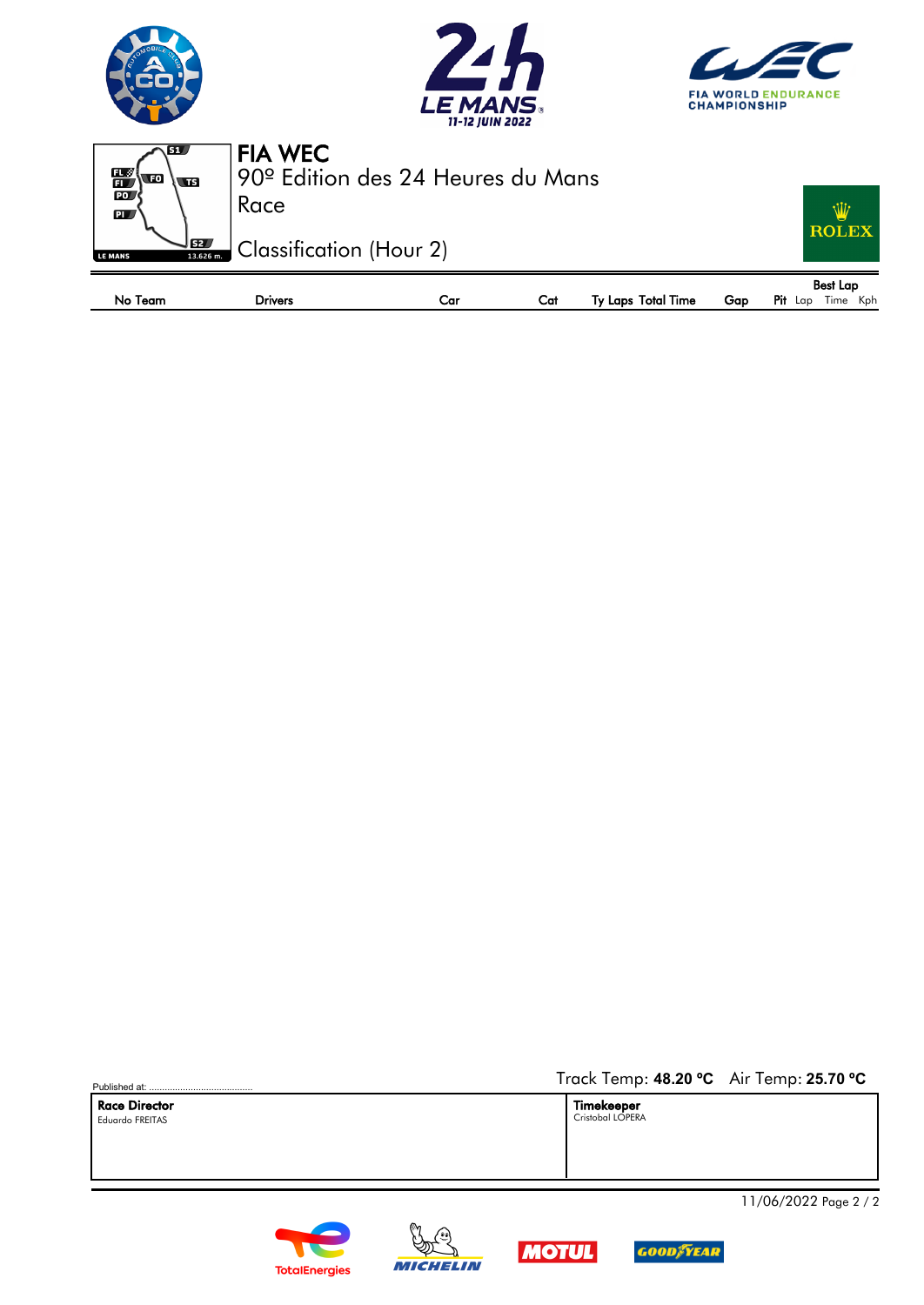# FIA WEC

90º Edition des 24 Heures du Mans

Race

Classification (Hour 2)

| No | Team | Drivers | Car | Cat | Ty | Laps | Total Time | Gap | Pit | Best Lap Lap | Best Lap Time | Best Lap Kph |
|---|---|---|---|---|---|---|---|---|---|---|---|---|

Track Temp: **48.20 ºC** Air Temp: **25.70 ºC**

Published at: ........................................

| **Race Director** | **Timekeeper** |
|---|---|
| Eduardo FREITAS | Cristobal LOPERA |

11/06/2022